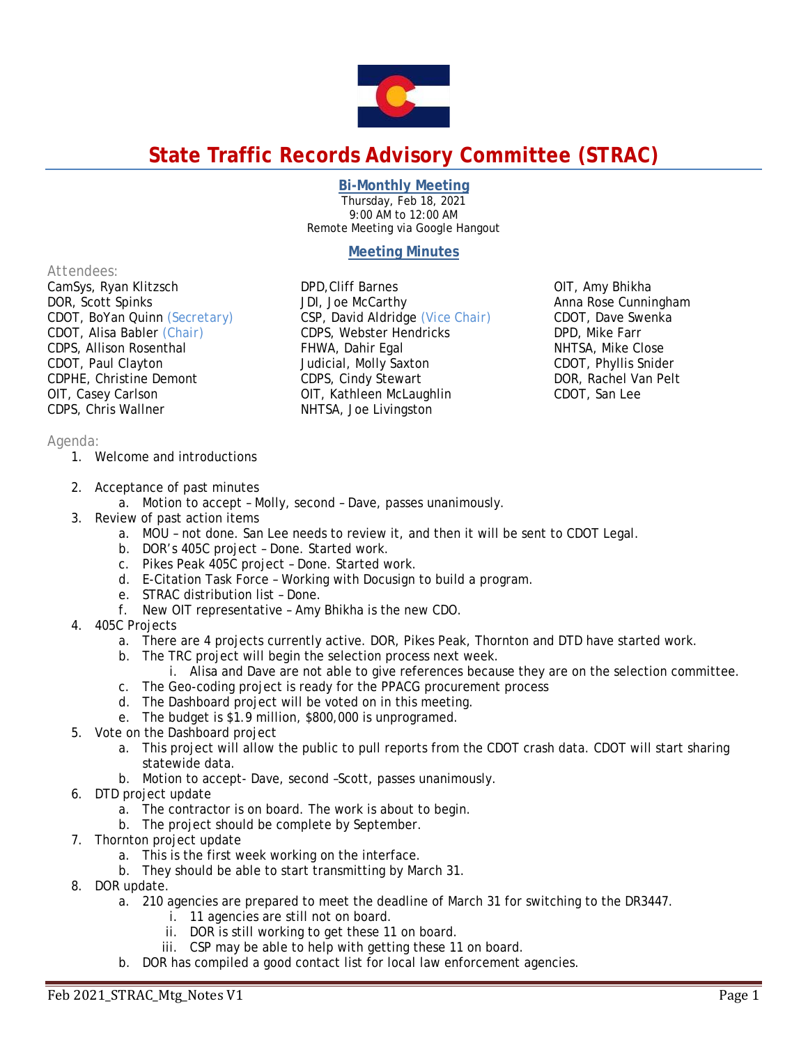# State Traffic Records Advisory Committee (STRAC)

## Bi-Monthly Meeting

Thursday, Feb 18, 2021
9:00 AM to 12:00 AM
Remote Meeting via Google Hangout

## Meeting Minutes

Attendees:

CamSys, Ryan Klitzsch
DOR, Scott Spinks
CDOT, BoYan Quinn (Secretary)
CDOT, Alisa Babler (Chair)
CDPS, Allison Rosenthal
CDOT, Paul Clayton
CDPHE, Christine Demont
OIT, Casey Carlson
CDPS, Chris Wallner
DPD, Cliff Barnes
JDI, Joe McCarthy
CSP, David Aldridge (Vice Chair)
CDPS, Webster Hendricks
FHWA, Dahir Egal
Judicial, Molly Saxton
CDPS, Cindy Stewart
OIT, Kathleen McLaughlin
NHTSA, Joe Livingston
OIT, Amy Bhikha
Anna Rose Cunningham
CDOT, Dave Swenka
DPD, Mike Farr
NHTSA, Mike Close
CDOT, Phyllis Snider
DOR, Rachel Van Pelt
CDOT, San Lee

Agenda:

1. Welcome and introductions
2. Acceptance of past minutes
   a. Motion to accept – Molly, second – Dave, passes unanimously.
3. Review of past action items
   a. MOU – not done. San Lee needs to review it, and then it will be sent to CDOT Legal.
   b. DOR's 405C project – Done. Started work.
   c. Pikes Peak 405C project – Done. Started work.
   d. E-Citation Task Force – Working with Docusign to build a program.
   e. STRAC distribution list – Done.
   f. New OIT representative – Amy Bhikha is the new CDO.
4. 405C Projects
   a. There are 4 projects currently active. DOR, Pikes Peak, Thornton and DTD have started work.
   b. The TRC project will begin the selection process next week.
      i. Alisa and Dave are not able to give references because they are on the selection committee.
   c. The Geo-coding project is ready for the PPACG procurement process
   d. The Dashboard project will be voted on in this meeting.
   e. The budget is $1.9 million, $800,000 is unprogramed.
5. Vote on the Dashboard project
   a. This project will allow the public to pull reports from the CDOT crash data. CDOT will start sharing statewide data.
   b. Motion to accept- Dave, second –Scott, passes unanimously.
6. DTD project update
   a. The contractor is on board. The work is about to begin.
   b. The project should be complete by September.
7. Thornton project update
   a. This is the first week working on the interface.
   b. They should be able to start transmitting by March 31.
8. DOR update.
   a. 210 agencies are prepared to meet the deadline of March 31 for switching to the DR3447.
      i. 11 agencies are still not on board.
      ii. DOR is still working to get these 11 on board.
      iii. CSP may be able to help with getting these 11 on board.
   b. DOR has compiled a good contact list for local law enforcement agencies.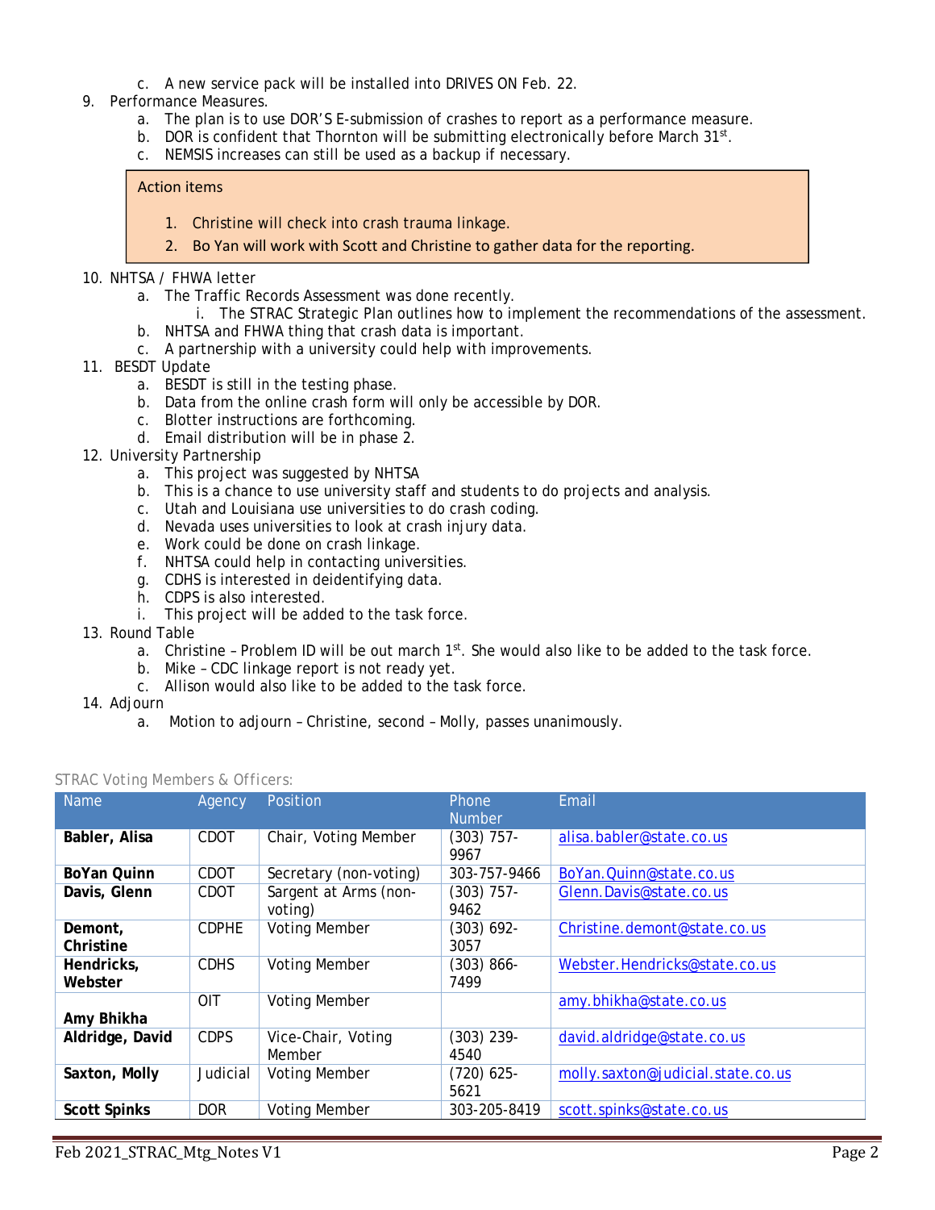c. A new service pack will be installed into DRIVES ON Feb. 22.

9. Performance Measures.
   a. The plan is to use DOR'S E-submission of crashes to report as a performance measure.
   b. DOR is confident that Thornton will be submitting electronically before March 31st.
   c. NEMSIS increases can still be used as a backup if necessary.

> Action items
>
> 1. Christine will check into crash trauma linkage.
> 2. Bo Yan will work with Scott and Christine to gather data for the reporting.

10. NHTSA / FHWA letter
    a. The Traffic Records Assessment was done recently.
       i. The STRAC Strategic Plan outlines how to implement the recommendations of the assessment.
    b. NHTSA and FHWA thing that crash data is important.
    c. A partnership with a university could help with improvements.

11. BESDT Update
    a. BESDT is still in the testing phase.
    b. Data from the online crash form will only be accessible by DOR.
    c. Blotter instructions are forthcoming.
    d. Email distribution will be in phase 2.

12. University Partnership
    a. This project was suggested by NHTSA
    b. This is a chance to use university staff and students to do projects and analysis.
    c. Utah and Louisiana use universities to do crash coding.
    d. Nevada uses universities to look at crash injury data.
    e. Work could be done on crash linkage.
    f. NHTSA could help in contacting universities.
    g. CDHS is interested in deidentifying data.
    h. CDPS is also interested.
    i. This project will be added to the task force.

13. Round Table
    a. Christine – Problem ID will be out march 1st. She would also like to be added to the task force.
    b. Mike – CDC linkage report is not ready yet.
    c. Allison would also like to be added to the task force.

14. Adjourn
    a. Motion to adjourn – Christine, second – Molly, passes unanimously.

STRAC Voting Members & Officers:

| Name | Agency | Position | Phone Number | Email |
|---|---|---|---|---|
| **Babler, Alisa** | CDOT | Chair, Voting Member | (303) 757-9967 | alisa.babler@state.co.us |
| **BoYan Quinn** | CDOT | Secretary (non-voting) | 303-757-9466 | BoYan.Quinn@state.co.us |
| **Davis, Glenn** | CDOT | Sargent at Arms (non-voting) | (303) 757-9462 | Glenn.Davis@state.co.us |
| **Demont, Christine** | CDPHE | Voting Member | (303) 692-3057 | Christine.demont@state.co.us |
| **Hendricks, Webster** | CDHS | Voting Member | (303) 866-7499 | Webster.Hendricks@state.co.us |
| **Amy Bhikha** | OIT | Voting Member | | amy.bhikha@state.co.us |
| **Aldridge, David** | CDPS | Vice-Chair, Voting Member | (303) 239-4540 | david.aldridge@state.co.us |
| **Saxton, Molly** | Judicial | Voting Member | (720) 625-5621 | molly.saxton@judicial.state.co.us |
| **Scott Spinks** | DOR | Voting Member | 303-205-8419 | scott.spinks@state.co.us |